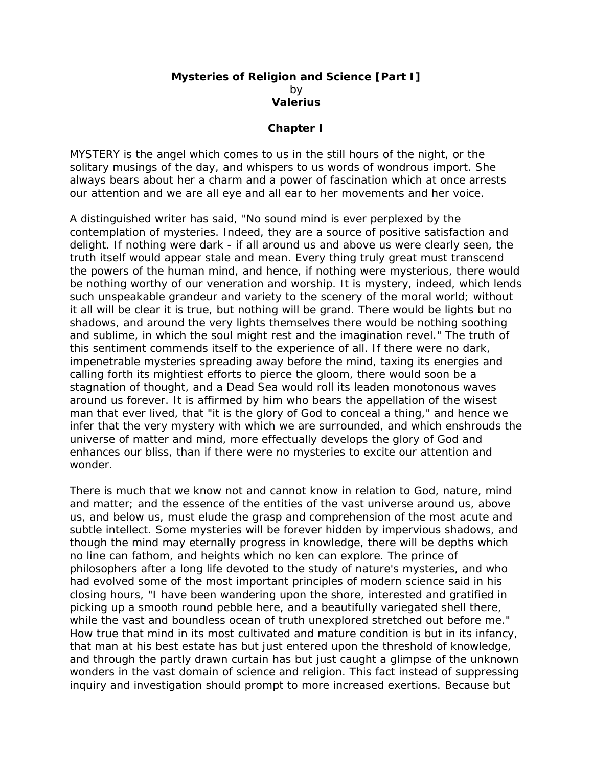# Mysteries of Religion and Science [Part I]

by

**Valerius**

## Chapter I

MYSTERY is the angel which comes to us in the still hours of the night, or the solitary musings of the day, and whispers to us words of wondrous import. She always bears about her a charm and a power of fascination which at once arrests our attention and we are all eye and all ear to her movements and her voice.

A distinguished writer has said, "No sound mind is ever perplexed by the contemplation of mysteries. Indeed, they are a source of positive satisfaction and delight. If nothing were dark - if all around us and above us were clearly seen, the truth itself would appear stale and mean. Every thing truly great must transcend the powers of the human mind, and hence, if nothing were mysterious, there would be nothing worthy of our veneration and worship. It is mystery, indeed, which lends such unspeakable grandeur and variety to the scenery of the moral world; without it all will be clear it is true, but nothing will be grand. There would be lights but no shadows, and around the very lights themselves there would be nothing soothing and sublime, in which the soul might rest and the imagination revel." The truth of this sentiment commends itself to the experience of all. If there were no dark, impenetrable mysteries spreading away before the mind, taxing its energies and calling forth its mightiest efforts to pierce the gloom, there would soon be a stagnation of thought, and a Dead Sea would roll its leaden monotonous waves around us forever. It is affirmed by him who bears the appellation of the wisest man that ever lived, that "it is the glory of God to conceal a thing," and hence we infer that the very mystery with which we are surrounded, and which enshrouds the universe of matter and mind, more effectually develops the glory of God and enhances our bliss, than if there were no mysteries to excite our attention and wonder.

There is much that we know not and cannot know in relation to God, nature, mind and matter; and the essence of the entities of the vast universe around us, above us, and below us, must elude the grasp and comprehension of the most acute and subtle intellect. Some mysteries will be forever hidden by impervious shadows, and though the mind may eternally progress in knowledge, there will be depths which no line can fathom, and heights which no ken can explore. The prince of philosophers after a long life devoted to the study of nature's mysteries, and who had evolved some of the most important principles of modern science said in his closing hours, "I have been wandering upon the shore, interested and gratified in picking up a smooth round pebble here, and a beautifully variegated shell there, while the vast and boundless ocean of truth unexplored stretched out before me." How true that mind in its most cultivated and mature condition is but in its infancy, that man at his best estate has but just entered upon the threshold of knowledge, and through the partly drawn curtain has but just caught a glimpse of the unknown wonders in the vast domain of science and religion. This fact instead of suppressing inquiry and investigation should prompt to more increased exertions. Because but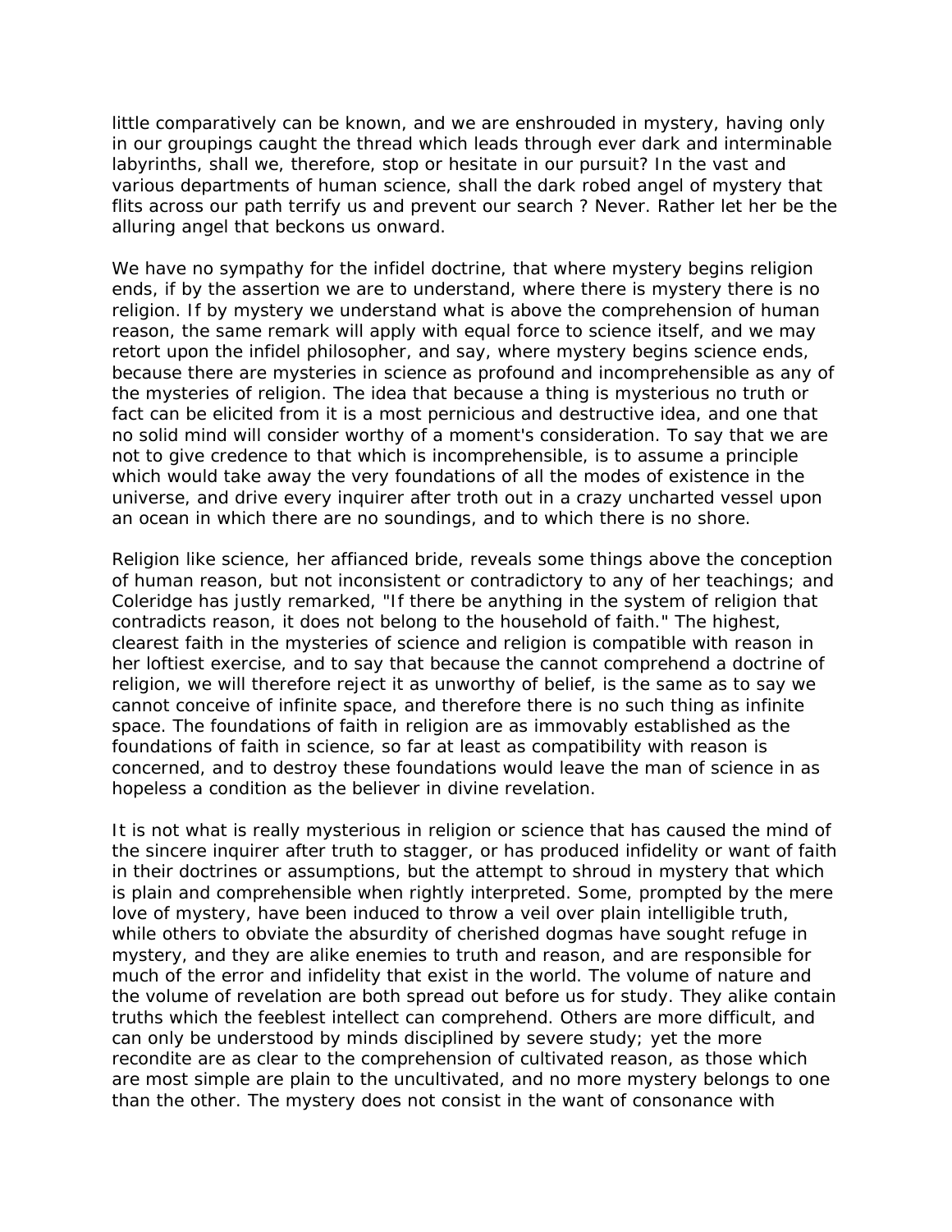little comparatively can be known, and we are enshrouded in mystery, having only in our groupings caught the thread which leads through ever dark and interminable labyrinths, shall we, therefore, stop or hesitate in our pursuit? In the vast and various departments of human science, shall the dark robed angel of mystery that flits across our path terrify us and prevent our search ? Never. Rather let her be the alluring angel that beckons us onward.

We have no sympathy for the infidel doctrine, that where mystery begins religion ends, if by the assertion we are to understand, where there is mystery there is no religion. If by mystery we understand what is above the comprehension of human reason, the same remark will apply with equal force to science itself, and we may retort upon the infidel philosopher, and say, where mystery begins science ends, because there are mysteries in science as profound and incomprehensible as any of the mysteries of religion. The idea that because a thing is mysterious no truth or fact can be elicited from it is a most pernicious and destructive idea, and one that no solid mind will consider worthy of a moment's consideration. To say that we are not to give credence to that which is incomprehensible, is to assume a principle which would take away the very foundations of all the modes of existence in the universe, and drive every inquirer after troth out in a crazy uncharted vessel upon an ocean in which there are no soundings, and to which there is no shore.

Religion like science, her affianced bride, reveals some things above the conception of human reason, but not inconsistent or contradictory to any of her teachings; and Coleridge has justly remarked, "If there be anything in the system of religion that contradicts reason, it does not belong to the household of faith." The highest, clearest faith in the mysteries of science and religion is compatible with reason in her loftiest exercise, and to say that because the cannot comprehend a doctrine of religion, we will therefore reject it as unworthy of belief, is the same as to say we cannot conceive of infinite space, and therefore there is no such thing as infinite space. The foundations of faith in religion are as immovably established as the foundations of faith in science, so far at least as compatibility with reason is concerned, and to destroy these foundations would leave the man of science in as hopeless a condition as the believer in divine revelation.

It is not what is really mysterious in religion or science that has caused the mind of the sincere inquirer after truth to stagger, or has produced infidelity or want of faith in their doctrines or assumptions, but the attempt to shroud in mystery that which is plain and comprehensible when rightly interpreted. Some, prompted by the mere love of mystery, have been induced to throw a veil over plain intelligible truth, while others to obviate the absurdity of cherished dogmas have sought refuge in mystery, and they are alike enemies to truth and reason, and are responsible for much of the error and infidelity that exist in the world. The volume of nature and the volume of revelation are both spread out before us for study. They alike contain truths which the feeblest intellect can comprehend. Others are more difficult, and can only be understood by minds disciplined by severe study; yet the more recondite are as clear to the comprehension of cultivated reason, as those which are most simple are plain to the uncultivated, and no more mystery belongs to one than the other. The mystery does not consist in the want of consonance with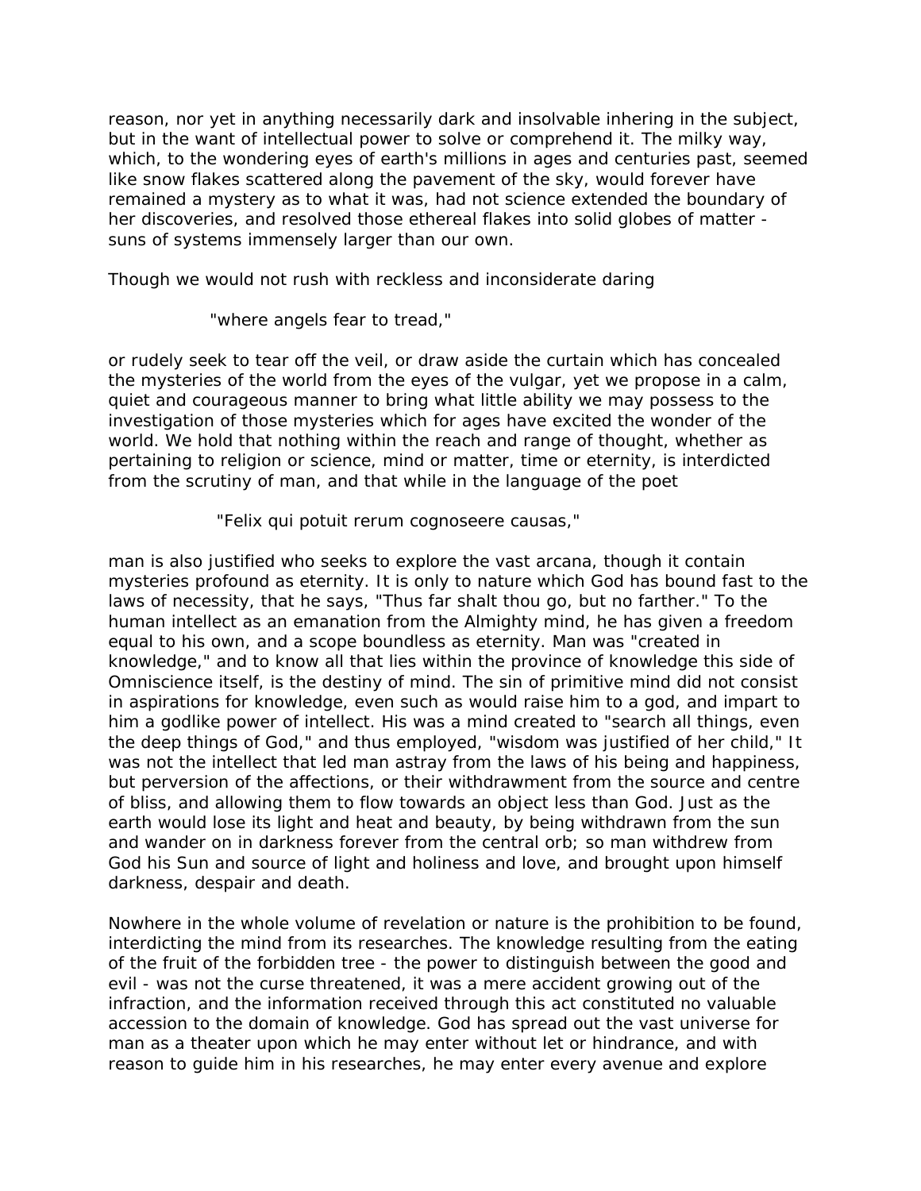reason, nor yet in anything necessarily dark and insolvable inhering in the subject, but in the want of intellectual power to solve or comprehend it. The milky way, which, to the wondering eyes of earth's millions in ages and centuries past, seemed like snow flakes scattered along the pavement of the sky, would forever have remained a mystery as to what it was, had not science extended the boundary of her discoveries, and resolved those ethereal flakes into solid globes of matter - suns of systems immensely larger than our own.

Though we would not rush with reckless and inconsiderate daring

> "where angels fear to tread,"

or rudely seek to tear off the veil, or draw aside the curtain which has concealed the mysteries of the world from the eyes of the vulgar, yet we propose in a calm, quiet and courageous manner to bring what little ability we may possess to the investigation of those mysteries which for ages have excited the wonder of the world. We hold that nothing within the reach and range of thought, whether as pertaining to religion or science, mind or matter, time or eternity, is interdicted from the scrutiny of man, and that while in the language of the poet

> "Felix qui potuit rerum cognoseere causas,"

man is also justified who seeks to explore the vast arcana, though it contain mysteries profound as eternity. It is only to nature which God has bound fast to the laws of necessity, that he says, "Thus far shalt thou go, but no farther." To the human intellect as an emanation from the Almighty mind, he has given a freedom equal to his own, and a scope boundless as eternity. Man was "created in knowledge," and to know all that lies within the province of knowledge this side of Omniscience itself, is the destiny of mind. The sin of primitive mind did not consist in aspirations for knowledge, even such as would raise him to a god, and impart to him a godlike power of intellect. His was a mind created to "search all things, even the deep things of God," and thus employed, "wisdom was justified of her child," It was not the intellect that led man astray from the laws of his being and happiness, but perversion of the affections, or their withdrawment from the source and centre of bliss, and allowing them to flow towards an object less than God. Just as the earth would lose its light and heat and beauty, by being withdrawn from the sun and wander on in darkness forever from the central orb; so man withdrew from God his Sun and source of light and holiness and love, and brought upon himself darkness, despair and death.

Nowhere in the whole volume of revelation or nature is the prohibition to be found, interdicting the mind from its researches. The knowledge resulting from the eating of the fruit of the forbidden tree - the power to distinguish between the good and evil - was not the curse threatened, it was a mere accident growing out of the infraction, and the information received through this act constituted no valuable accession to the domain of knowledge. God has spread out the vast universe for man as a theater upon which he may enter without let or hindrance, and with reason to guide him in his researches, he may enter every avenue and explore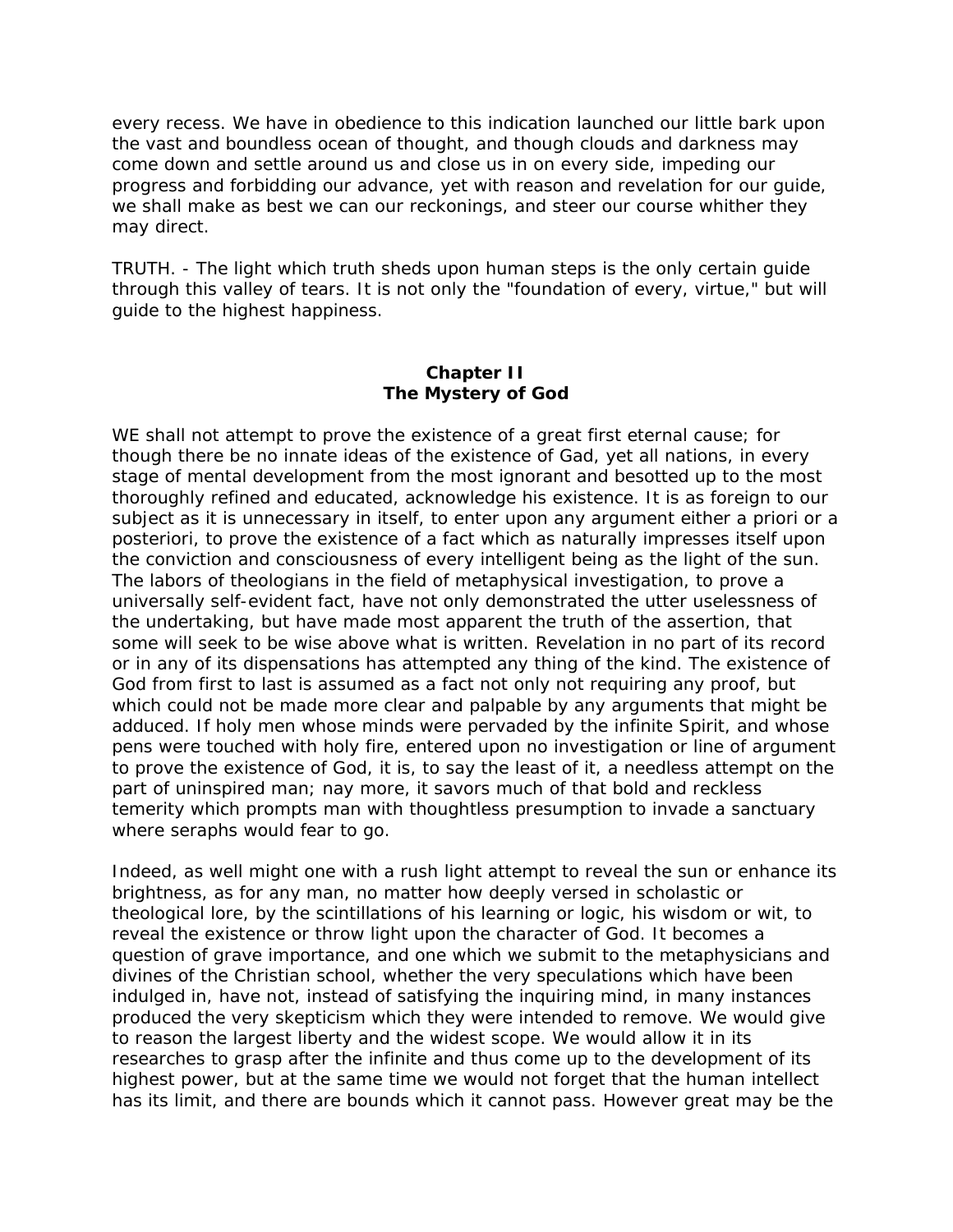every recess. We have in obedience to this indication launched our little bark upon the vast and boundless ocean of thought, and though clouds and darkness may come down and settle around us and close us in on every side, impeding our progress and forbidding our advance, yet with reason and revelation for our guide, we shall make as best we can our reckonings, and steer our course whither they may direct.

TRUTH. - The light which truth sheds upon human steps is the only certain guide through this valley of tears. It is not only the "foundation of every, virtue," but will guide to the highest happiness.

## Chapter II
## The Mystery of God

WE shall not attempt to prove the existence of a great first eternal cause; for though there be no innate ideas of the existence of Gad, yet all nations, in every stage of mental development from the most ignorant and besotted up to the most thoroughly refined and educated, acknowledge his existence. It is as foreign to our subject as it is unnecessary in itself, to enter upon any argument either a priori or a posteriori, to prove the existence of a fact which as naturally impresses itself upon the conviction and consciousness of every intelligent being as the light of the sun. The labors of theologians in the field of metaphysical investigation, to prove a universally self-evident fact, have not only demonstrated the utter uselessness of the undertaking, but have made most apparent the truth of the assertion, that some will seek to be wise above what is written. Revelation in no part of its record or in any of its dispensations has attempted any thing of the kind. The existence of God from first to last is assumed as a fact not only not requiring any proof, but which could not be made more clear and palpable by any arguments that might be adduced. If holy men whose minds were pervaded by the infinite Spirit, and whose pens were touched with holy fire, entered upon no investigation or line of argument to prove the existence of God, it is, to say the least of it, a needless attempt on the part of uninspired man; nay more, it savors much of that bold and reckless temerity which prompts man with thoughtless presumption to invade a sanctuary where seraphs would fear to go.

Indeed, as well might one with a rush light attempt to reveal the sun or enhance its brightness, as for any man, no matter how deeply versed in scholastic or theological lore, by the scintillations of his learning or logic, his wisdom or wit, to reveal the existence or throw light upon the character of God. It becomes a question of grave importance, and one which we submit to the metaphysicians and divines of the Christian school, whether the very speculations which have been indulged in, have not, instead of satisfying the inquiring mind, in many instances produced the very skepticism which they were intended to remove. We would give to reason the largest liberty and the widest scope. We would allow it in its researches to grasp after the infinite and thus come up to the development of its highest power, but at the same time we would not forget that the human intellect has its limit, and there are bounds which it cannot pass. However great may be the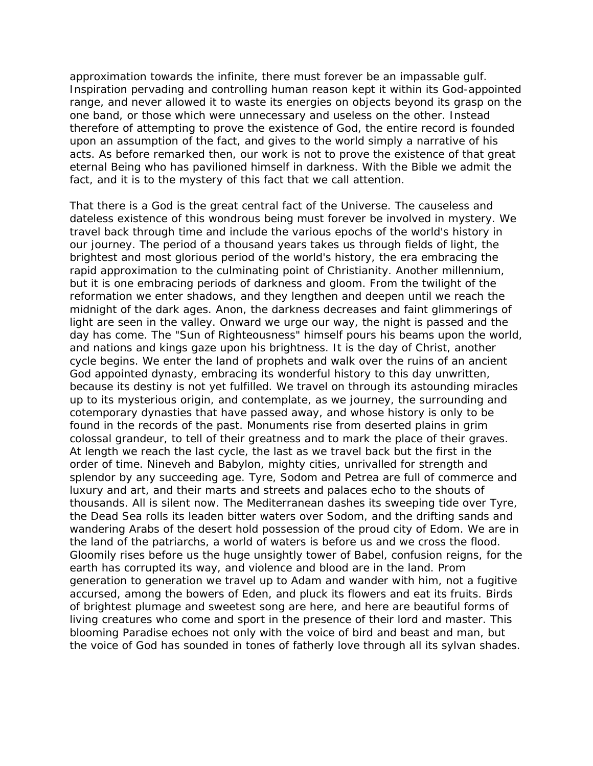approximation towards the infinite, there must forever be an impassable gulf. Inspiration pervading and controlling human reason kept it within its God-appointed range, and never allowed it to waste its energies on objects beyond its grasp on the one band, or those which were unnecessary and useless on the other. Instead therefore of attempting to prove the existence of God, the entire record is founded upon an assumption of the fact, and gives to the world simply a narrative of his acts. As before remarked then, our work is not to prove the existence of that great eternal Being who has pavilioned himself in darkness. With the Bible we admit the fact, and it is to the mystery of this fact that we call attention.

That there is a God is the great central fact of the Universe. The causeless and dateless existence of this wondrous being must forever be involved in mystery. We travel back through time and include the various epochs of the world's history in our journey. The period of a thousand years takes us through fields of light, the brightest and most glorious period of the world's history, the era embracing the rapid approximation to the culminating point of Christianity. Another millennium, but it is one embracing periods of darkness and gloom. From the twilight of the reformation we enter shadows, and they lengthen and deepen until we reach the midnight of the dark ages. Anon, the darkness decreases and faint glimmerings of light are seen in the valley. Onward we urge our way, the night is passed and the day has come. The "Sun of Righteousness" himself pours his beams upon the world, and nations and kings gaze upon his brightness. It is the day of Christ, another cycle begins. We enter the land of prophets and walk over the ruins of an ancient God appointed dynasty, embracing its wonderful history to this day unwritten, because its destiny is not yet fulfilled. We travel on through its astounding miracles up to its mysterious origin, and contemplate, as we journey, the surrounding and cotemporary dynasties that have passed away, and whose history is only to be found in the records of the past. Monuments rise from deserted plains in grim colossal grandeur, to tell of their greatness and to mark the place of their graves. At length we reach the last cycle, the last as we travel back but the first in the order of time. Nineveh and Babylon, mighty cities, unrivalled for strength and splendor by any succeeding age. Tyre, Sodom and Petrea are full of commerce and luxury and art, and their marts and streets and palaces echo to the shouts of thousands. All is silent now. The Mediterranean dashes its sweeping tide over Tyre, the Dead Sea rolls its leaden bitter waters over Sodom, and the drifting sands and wandering Arabs of the desert hold possession of the proud city of Edom. We are in the land of the patriarchs, a world of waters is before us and we cross the flood. Gloomily rises before us the huge unsightly tower of Babel, confusion reigns, for the earth has corrupted its way, and violence and blood are in the land. Prom generation to generation we travel up to Adam and wander with him, not a fugitive accursed, among the bowers of Eden, and pluck its flowers and eat its fruits. Birds of brightest plumage and sweetest song are here, and here are beautiful forms of living creatures who come and sport in the presence of their lord and master. This blooming Paradise echoes not only with the voice of bird and beast and man, but the voice of God has sounded in tones of fatherly love through all its sylvan shades.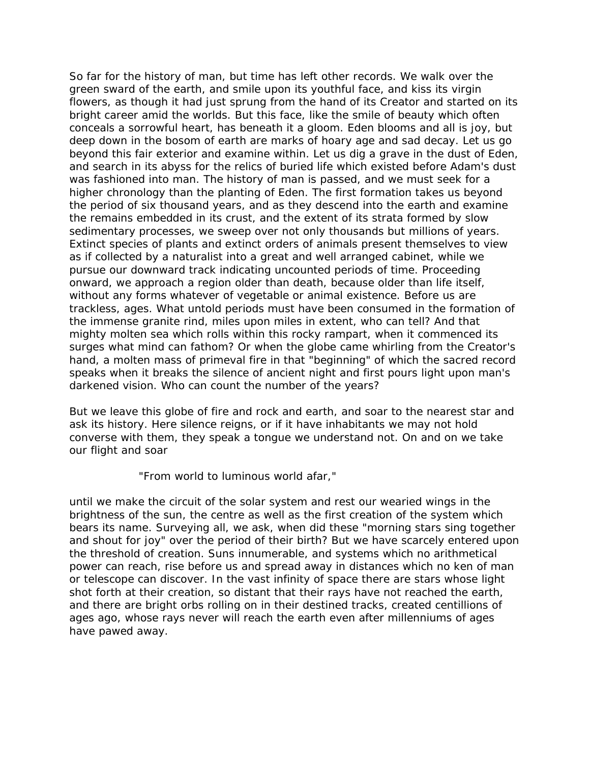So far for the history of man, but time has left other records. We walk over the green sward of the earth, and smile upon its youthful face, and kiss its virgin flowers, as though it had just sprung from the hand of its Creator and started on its bright career amid the worlds. But this face, like the smile of beauty which often conceals a sorrowful heart, has beneath it a gloom. Eden blooms and all is joy, but deep down in the bosom of earth are marks of hoary age and sad decay. Let us go beyond this fair exterior and examine within. Let us dig a grave in the dust of Eden, and search in its abyss for the relics of buried life which existed before Adam's dust was fashioned into man. The history of man is passed, and we must seek for a higher chronology than the planting of Eden. The first formation takes us beyond the period of six thousand years, and as they descend into the earth and examine the remains embedded in its crust, and the extent of its strata formed by slow sedimentary processes, we sweep over not only thousands but millions of years. Extinct species of plants and extinct orders of animals present themselves to view as if collected by a naturalist into a great and well arranged cabinet, while we pursue our downward track indicating uncounted periods of time. Proceeding onward, we approach a region older than death, because older than life itself, without any forms whatever of vegetable or animal existence. Before us are trackless, ages. What untold periods must have been consumed in the formation of the immense granite rind, miles upon miles in extent, who can tell? And that mighty molten sea which rolls within this rocky rampart, when it commenced its surges what mind can fathom? Or when the globe came whirling from the Creator's hand, a molten mass of primeval fire in that "beginning" of which the sacred record speaks when it breaks the silence of ancient night and first pours light upon man's darkened vision. Who can count the number of the years?

But we leave this globe of fire and rock and earth, and soar to the nearest star and ask its history. Here silence reigns, or if it have inhabitants we may not hold converse with them, they speak a tongue we understand not. On and on we take our flight and soar

> "From world to luminous world afar,"

until we make the circuit of the solar system and rest our wearied wings in the brightness of the sun, the centre as well as the first creation of the system which bears its name. Surveying all, we ask, when did these "morning stars sing together and shout for joy" over the period of their birth? But we have scarcely entered upon the threshold of creation. Suns innumerable, and systems which no arithmetical power can reach, rise before us and spread away in distances which no ken of man or telescope can discover. In the vast infinity of space there are stars whose light shot forth at their creation, so distant that their rays have not reached the earth, and there are bright orbs rolling on in their destined tracks, created centillions of ages ago, whose rays never will reach the earth even after millenniums of ages have pawed away.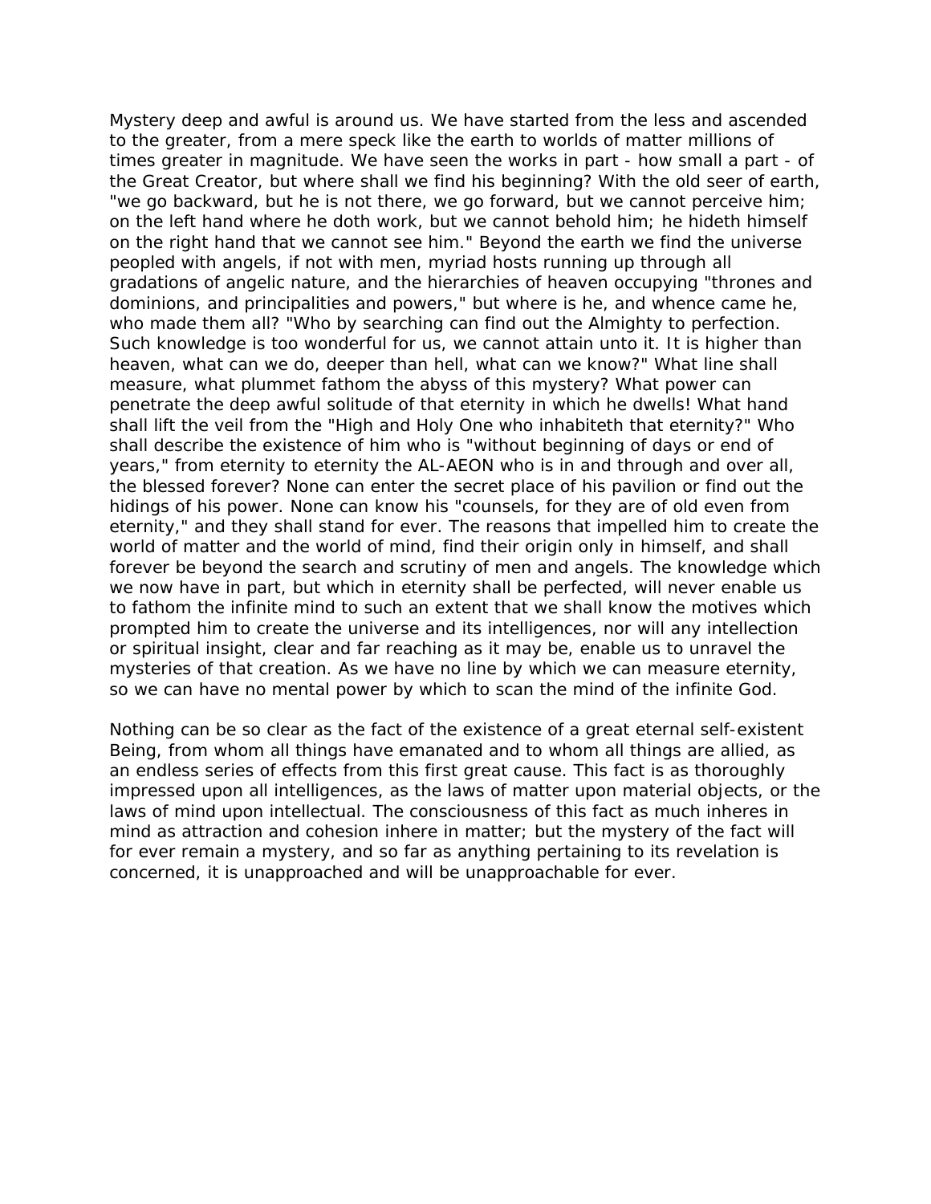Mystery deep and awful is around us. We have started from the less and ascended to the greater, from a mere speck like the earth to worlds of matter millions of times greater in magnitude. We have seen the works in part - how small a part - of the Great Creator, but where shall we find his beginning? With the old seer of earth, "we go backward, but he is not there, we go forward, but we cannot perceive him; on the left hand where he doth work, but we cannot behold him; he hideth himself on the right hand that we cannot see him." Beyond the earth we find the universe peopled with angels, if not with men, myriad hosts running up through all gradations of angelic nature, and the hierarchies of heaven occupying "thrones and dominions, and principalities and powers," but where is he, and whence came he, who made them all? "Who by searching can find out the Almighty to perfection. Such knowledge is too wonderful for us, we cannot attain unto it. It is higher than heaven, what can we do, deeper than hell, what can we know?" What line shall measure, what plummet fathom the abyss of this mystery? What power can penetrate the deep awful solitude of that eternity in which he dwells! What hand shall lift the veil from the "High and Holy One who inhabiteth that eternity?" Who shall describe the existence of him who is "without beginning of days or end of years," from eternity to eternity the AL-AEON who is in and through and over all, the blessed forever? None can enter the secret place of his pavilion or find out the hidings of his power. None can know his "counsels, for they are of old even from eternity," and they shall stand for ever. The reasons that impelled him to create the world of matter and the world of mind, find their origin only in himself, and shall forever be beyond the search and scrutiny of men and angels. The knowledge which we now have in part, but which in eternity shall be perfected, will never enable us to fathom the infinite mind to such an extent that we shall know the motives which prompted him to create the universe and its intelligences, nor will any intellection or spiritual insight, clear and far reaching as it may be, enable us to unravel the mysteries of that creation. As we have no line by which we can measure eternity, so we can have no mental power by which to scan the mind of the infinite God.

Nothing can be so clear as the fact of the existence of a great eternal self-existent Being, from whom all things have emanated and to whom all things are allied, as an endless series of effects from this first great cause. This fact is as thoroughly impressed upon all intelligences, as the laws of matter upon material objects, or the laws of mind upon intellectual. The consciousness of this fact as much inheres in mind as attraction and cohesion inhere in matter; but the mystery of the fact will for ever remain a mystery, and so far as anything pertaining to its revelation is concerned, it is unapproached and will be unapproachable for ever.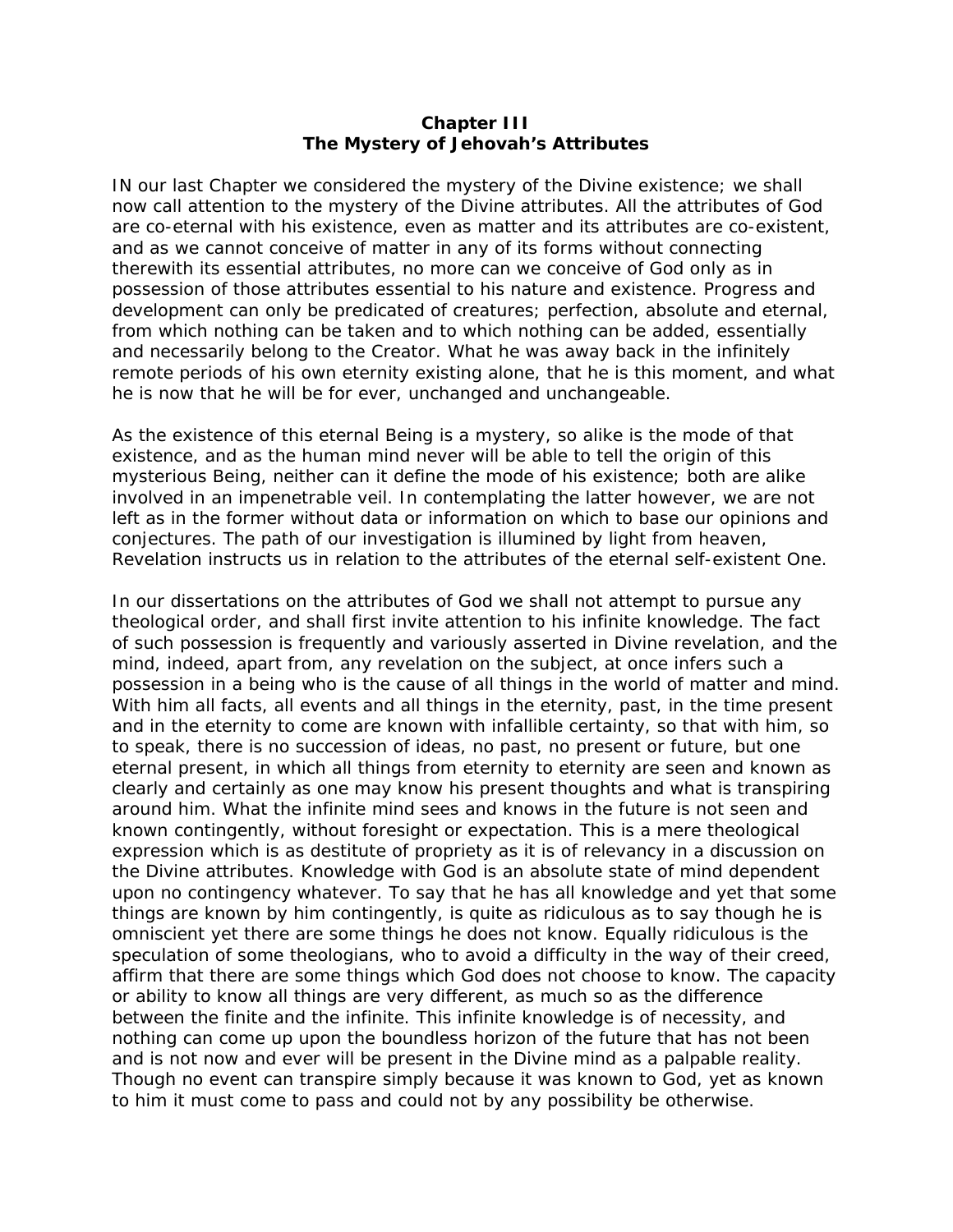# Chapter III
# The Mystery of Jehovah's Attributes

IN our last Chapter we considered the mystery of the Divine existence; we shall now call attention to the mystery of the Divine attributes. All the attributes of God are co-eternal with his existence, even as matter and its attributes are co-existent, and as we cannot conceive of matter in any of its forms without connecting therewith its essential attributes, no more can we conceive of God only as in possession of those attributes essential to his nature and existence. Progress and development can only be predicated of creatures; perfection, absolute and eternal, from which nothing can be taken and to which nothing can be added, essentially and necessarily belong to the Creator. What he was away back in the infinitely remote periods of his own eternity existing alone, that he is this moment, and what he is now that he will be for ever, unchanged and unchangeable.

As the existence of this eternal Being is a mystery, so alike is the mode of that existence, and as the human mind never will be able to tell the origin of this mysterious Being, neither can it define the mode of his existence; both are alike involved in an impenetrable veil. In contemplating the latter however, we are not left as in the former without data or information on which to base our opinions and conjectures. The path of our investigation is illumined by light from heaven, Revelation instructs us in relation to the attributes of the eternal self-existent One.

In our dissertations on the attributes of God we shall not attempt to pursue any theological order, and shall first invite attention to his infinite knowledge. The fact of such possession is frequently and variously asserted in Divine revelation, and the mind, indeed, apart from, any revelation on the subject, at once infers such a possession in a being who is the cause of all things in the world of matter and mind. With him all facts, all events and all things in the eternity, past, in the time present and in the eternity to come are known with infallible certainty, so that with him, so to speak, there is no succession of ideas, no past, no present or future, but one eternal present, in which all things from eternity to eternity are seen and known as clearly and certainly as one may know his present thoughts and what is transpiring around him. What the infinite mind sees and knows in the future is not seen and known contingently, without foresight or expectation. This is a mere theological expression which is as destitute of propriety as it is of relevancy in a discussion on the Divine attributes. Knowledge with God is an absolute state of mind dependent upon no contingency whatever. To say that he has all knowledge and yet that some things are known by him contingently, is quite as ridiculous as to say though he is omniscient yet there are some things he does not know. Equally ridiculous is the speculation of some theologians, who to avoid a difficulty in the way of their creed, affirm that there are some things which God does not choose to know. The capacity or ability to know all things are very different, as much so as the difference between the finite and the infinite. This infinite knowledge is of necessity, and nothing can come up upon the boundless horizon of the future that has not been and is not now and ever will be present in the Divine mind as a palpable reality. Though no event can transpire simply because it was known to God, yet as known to him it must come to pass and could not by any possibility be otherwise.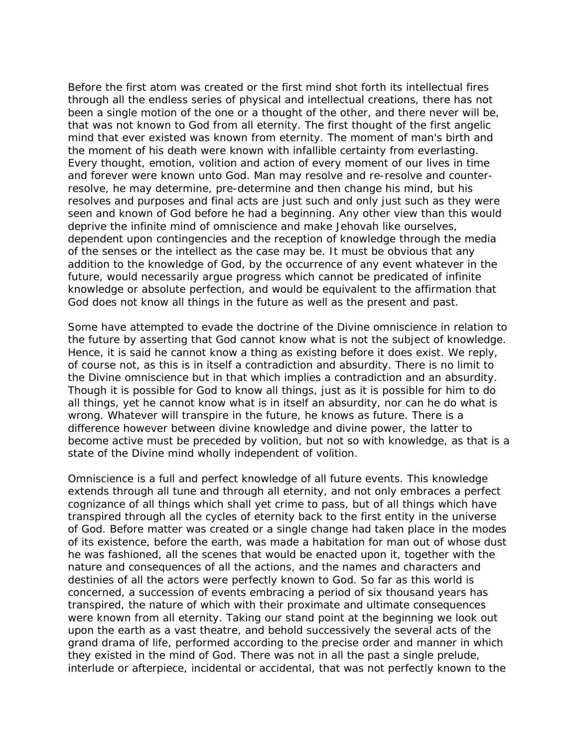Before the first atom was created or the first mind shot forth its intellectual fires through all the endless series of physical and intellectual creations, there has not been a single motion of the one or a thought of the other, and there never will be, that was not known to God from all eternity. The first thought of the first angelic mind that ever existed was known from eternity. The moment of man's birth and the moment of his death were known with infallible certainty from everlasting. Every thought, emotion, volition and action of every moment of our lives in time and forever were known unto God. Man may resolve and re-resolve and counter-resolve, he may determine, pre-determine and then change his mind, but his resolves and purposes and final acts are just such and only just such as they were seen and known of God before he had a beginning. Any other view than this would deprive the infinite mind of omniscience and make Jehovah like ourselves, dependent upon contingencies and the reception of knowledge through the media of the senses or the intellect as the case may be. It must be obvious that any addition to the knowledge of God, by the occurrence of any event whatever in the future, would necessarily argue progress which cannot be predicated of infinite knowledge or absolute perfection, and would be equivalent to the affirmation that God does not know all things in the future as well as the present and past.

Some have attempted to evade the doctrine of the Divine omniscience in relation to the future by asserting that God cannot know what is not the subject of knowledge. Hence, it is said he cannot know a thing as existing before it does exist. We reply, of course not, as this is in itself a contradiction and absurdity. There is no limit to the Divine omniscience but in that which implies a contradiction and an absurdity. Though it is possible for God to know all things, just as it is possible for him to do all things, yet he cannot know what is in itself an absurdity, nor can he do what is wrong. Whatever will transpire in the future, he knows as future. There is a difference however between divine knowledge and divine power, the latter to become active must be preceded by volition, but not so with knowledge, as that is a state of the Divine mind wholly independent of volition.

Omniscience is a full and perfect knowledge of all future events. This knowledge extends through all tune and through all eternity, and not only embraces a perfect cognizance of all things which shall yet crime to pass, but of all things which have transpired through all the cycles of eternity back to the first entity in the universe of God. Before matter was created or a single change had taken place in the modes of its existence, before the earth, was made a habitation for man out of whose dust he was fashioned, all the scenes that would be enacted upon it, together with the nature and consequences of all the actions, and the names and characters and destinies of all the actors were perfectly known to God. So far as this world is concerned, a succession of events embracing a period of six thousand years has transpired, the nature of which with their proximate and ultimate consequences were known from all eternity. Taking our stand point at the beginning we look out upon the earth as a vast theatre, and behold successively the several acts of the grand drama of life, performed according to the precise order and manner in which they existed in the mind of God. There was not in all the past a single prelude, interlude or afterpiece, incidental or accidental, that was not perfectly known to the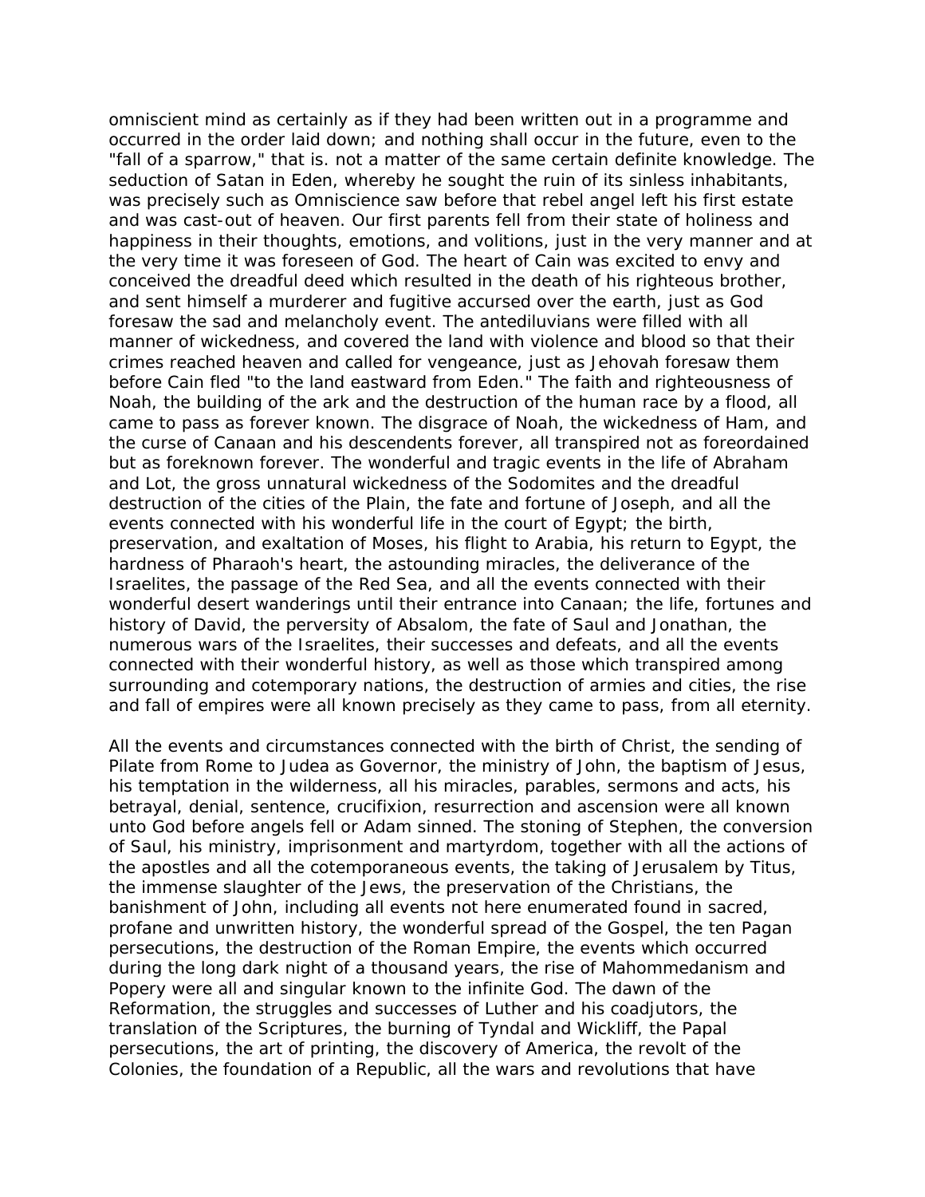omniscient mind as certainly as if they had been written out in a programme and occurred in the order laid down; and nothing shall occur in the future, even to the "fall of a sparrow," that is. not a matter of the same certain definite knowledge. The seduction of Satan in Eden, whereby he sought the ruin of its sinless inhabitants, was precisely such as Omniscience saw before that rebel angel left his first estate and was cast-out of heaven. Our first parents fell from their state of holiness and happiness in their thoughts, emotions, and volitions, just in the very manner and at the very time it was foreseen of God. The heart of Cain was excited to envy and conceived the dreadful deed which resulted in the death of his righteous brother, and sent himself a murderer and fugitive accursed over the earth, just as God foresaw the sad and melancholy event. The antediluvians were filled with all manner of wickedness, and covered the land with violence and blood so that their crimes reached heaven and called for vengeance, just as Jehovah foresaw them before Cain fled "to the land eastward from Eden." The faith and righteousness of Noah, the building of the ark and the destruction of the human race by a flood, all came to pass as forever known. The disgrace of Noah, the wickedness of Ham, and the curse of Canaan and his descendents forever, all transpired not as foreordained but as foreknown forever. The wonderful and tragic events in the life of Abraham and Lot, the gross unnatural wickedness of the Sodomites and the dreadful destruction of the cities of the Plain, the fate and fortune of Joseph, and all the events connected with his wonderful life in the court of Egypt; the birth, preservation, and exaltation of Moses, his flight to Arabia, his return to Egypt, the hardness of Pharaoh's heart, the astounding miracles, the deliverance of the Israelites, the passage of the Red Sea, and all the events connected with their wonderful desert wanderings until their entrance into Canaan; the life, fortunes and history of David, the perversity of Absalom, the fate of Saul and Jonathan, the numerous wars of the Israelites, their successes and defeats, and all the events connected with their wonderful history, as well as those which transpired among surrounding and cotemporary nations, the destruction of armies and cities, the rise and fall of empires were all known precisely as they came to pass, from all eternity.

All the events and circumstances connected with the birth of Christ, the sending of Pilate from Rome to Judea as Governor, the ministry of John, the baptism of Jesus, his temptation in the wilderness, all his miracles, parables, sermons and acts, his betrayal, denial, sentence, crucifixion, resurrection and ascension were all known unto God before angels fell or Adam sinned. The stoning of Stephen, the conversion of Saul, his ministry, imprisonment and martyrdom, together with all the actions of the apostles and all the cotemporaneous events, the taking of Jerusalem by Titus, the immense slaughter of the Jews, the preservation of the Christians, the banishment of John, including all events not here enumerated found in sacred, profane and unwritten history, the wonderful spread of the Gospel, the ten Pagan persecutions, the destruction of the Roman Empire, the events which occurred during the long dark night of a thousand years, the rise of Mahommedanism and Popery were all and singular known to the infinite God. The dawn of the Reformation, the struggles and successes of Luther and his coadjutors, the translation of the Scriptures, the burning of Tyndal and Wickliff, the Papal persecutions, the art of printing, the discovery of America, the revolt of the Colonies, the foundation of a Republic, all the wars and revolutions that have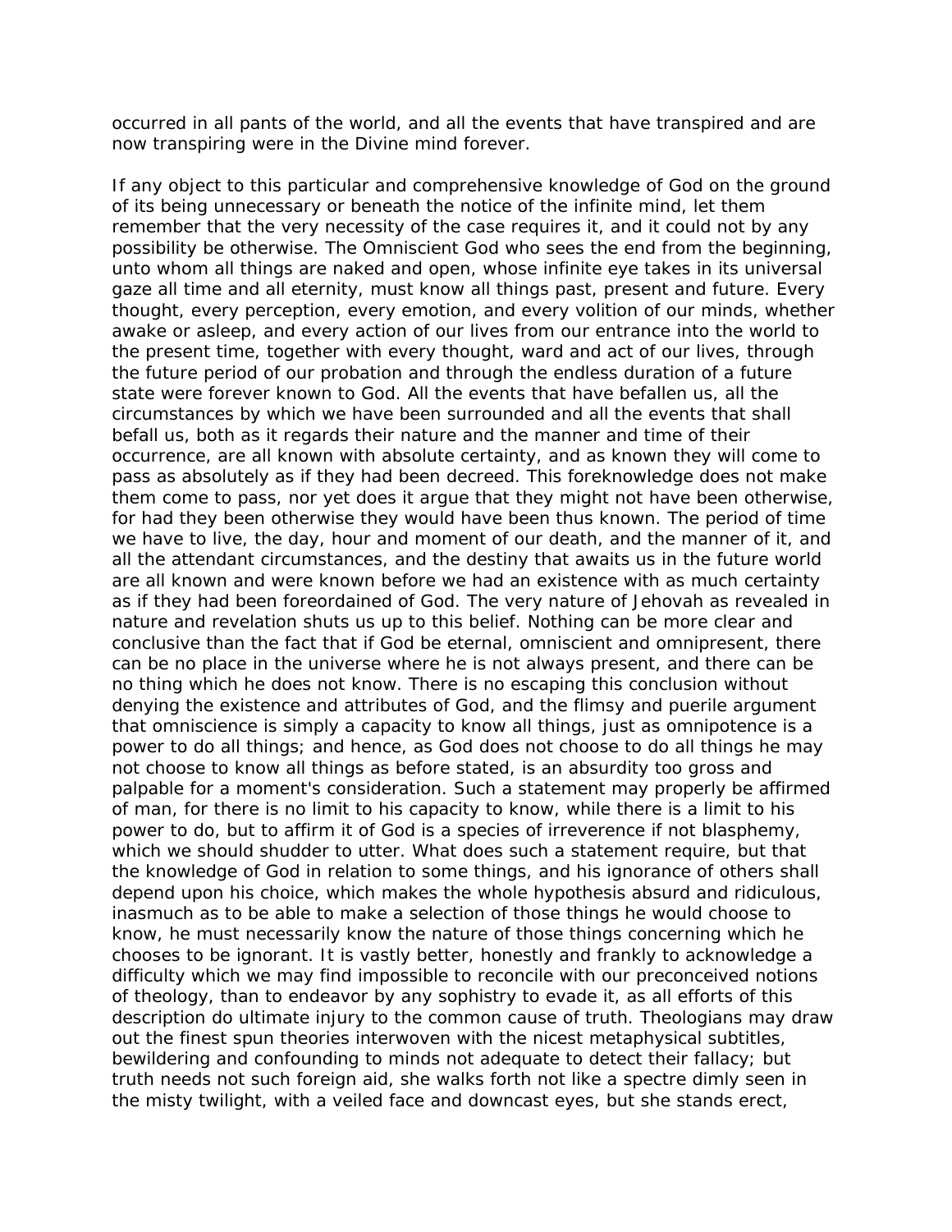occurred in all pants of the world, and all the events that have transpired and are now transpiring were in the Divine mind forever.

If any object to this particular and comprehensive knowledge of God on the ground of its being unnecessary or beneath the notice of the infinite mind, let them remember that the very necessity of the case requires it, and it could not by any possibility be otherwise. The Omniscient God who sees the end from the beginning, unto whom all things are naked and open, whose infinite eye takes in its universal gaze all time and all eternity, must know all things past, present and future. Every thought, every perception, every emotion, and every volition of our minds, whether awake or asleep, and every action of our lives from our entrance into the world to the present time, together with every thought, ward and act of our lives, through the future period of our probation and through the endless duration of a future state were forever known to God. All the events that have befallen us, all the circumstances by which we have been surrounded and all the events that shall befall us, both as it regards their nature and the manner and time of their occurrence, are all known with absolute certainty, and as known they will come to pass as absolutely as if they had been decreed. This foreknowledge does not make them come to pass, nor yet does it argue that they might not have been otherwise, for had they been otherwise they would have been thus known. The period of time we have to live, the day, hour and moment of our death, and the manner of it, and all the attendant circumstances, and the destiny that awaits us in the future world are all known and were known before we had an existence with as much certainty as if they had been foreordained of God. The very nature of Jehovah as revealed in nature and revelation shuts us up to this belief. Nothing can be more clear and conclusive than the fact that if God be eternal, omniscient and omnipresent, there can be no place in the universe where he is not always present, and there can be no thing which he does not know. There is no escaping this conclusion without denying the existence and attributes of God, and the flimsy and puerile argument that omniscience is simply a capacity to know all things, just as omnipotence is a power to do all things; and hence, as God does not choose to do all things he may not choose to know all things as before stated, is an absurdity too gross and palpable for a moment's consideration. Such a statement may properly be affirmed of man, for there is no limit to his capacity to know, while there is a limit to his power to do, but to affirm it of God is a species of irreverence if not blasphemy, which we should shudder to utter. What does such a statement require, but that the knowledge of God in relation to some things, and his ignorance of others shall depend upon his choice, which makes the whole hypothesis absurd and ridiculous, inasmuch as to be able to make a selection of those things he would choose to know, he must necessarily know the nature of those things concerning which he chooses to be ignorant. It is vastly better, honestly and frankly to acknowledge a difficulty which we may find impossible to reconcile with our preconceived notions of theology, than to endeavor by any sophistry to evade it, as all efforts of this description do ultimate injury to the common cause of truth. Theologians may draw out the finest spun theories interwoven with the nicest metaphysical subtitles, bewildering and confounding to minds not adequate to detect their fallacy; but truth needs not such foreign aid, she walks forth not like a spectre dimly seen in the misty twilight, with a veiled face and downcast eyes, but she stands erect,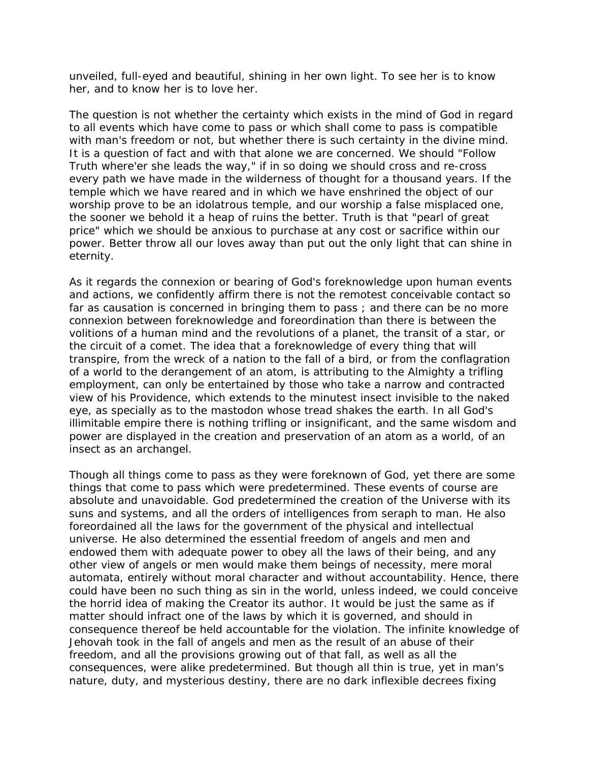unveiled, full-eyed and beautiful, shining in her own light. To see her is to know her, and to know her is to love her.

The question is not whether the certainty which exists in the mind of God in regard to all events which have come to pass or which shall come to pass is compatible with man's freedom or not, but whether there is such certainty in the divine mind. It is a question of fact and with that alone we are concerned. We should "Follow Truth where'er she leads the way," if in so doing we should cross and re-cross every path we have made in the wilderness of thought for a thousand years. If the temple which we have reared and in which we have enshrined the object of our worship prove to be an idolatrous temple, and our worship a false misplaced one, the sooner we behold it a heap of ruins the better. Truth is that "pearl of great price" which we should be anxious to purchase at any cost or sacrifice within our power. Better throw all our loves away than put out the only light that can shine in eternity.

As it regards the connexion or bearing of God's foreknowledge upon human events and actions, we confidently affirm there is not the remotest conceivable contact so far as causation is concerned in bringing them to pass ; and there can be no more connexion between foreknowledge and foreordination than there is between the volitions of a human mind and the revolutions of a planet, the transit of a star, or the circuit of a comet. The idea that a foreknowledge of every thing that will transpire, from the wreck of a nation to the fall of a bird, or from the conflagration of a world to the derangement of an atom, is attributing to the Almighty a trifling employment, can only be entertained by those who take a narrow and contracted view of his Providence, which extends to the minutest insect invisible to the naked eye, as specially as to the mastodon whose tread shakes the earth. In all God's illimitable empire there is nothing trifling or insignificant, and the same wisdom and power are displayed in the creation and preservation of an atom as a world, of an insect as an archangel.

Though all things come to pass as they were foreknown of God, yet there are some things that come to pass which were predetermined. These events of course are absolute and unavoidable. God predetermined the creation of the Universe with its suns and systems, and all the orders of intelligences from seraph to man. He also foreordained all the laws for the government of the physical and intellectual universe. He also determined the essential freedom of angels and men and endowed them with adequate power to obey all the laws of their being, and any other view of angels or men would make them beings of necessity, mere moral automata, entirely without moral character and without accountability. Hence, there could have been no such thing as sin in the world, unless indeed, we could conceive the horrid idea of making the Creator its author. It would be just the same as if matter should infract one of the laws by which it is governed, and should in consequence thereof be held accountable for the violation. The infinite knowledge of Jehovah took in the fall of angels and men as the result of an abuse of their freedom, and all the provisions growing out of that fall, as well as all the consequences, were alike predetermined. But though all thin is true, yet in man's nature, duty, and mysterious destiny, there are no dark inflexible decrees fixing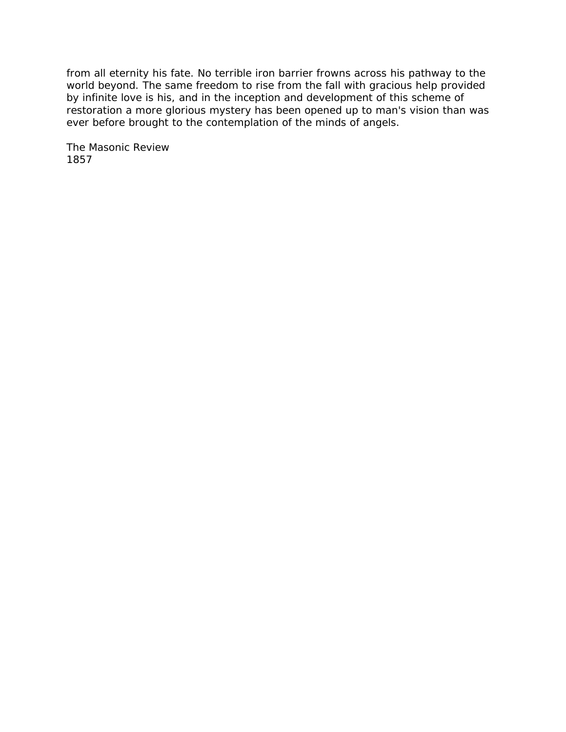from all eternity his fate. No terrible iron barrier frowns across his pathway to the world beyond. The same freedom to rise from the fall with gracious help provided by infinite love is his, and in the inception and development of this scheme of restoration a more glorious mystery has been opened up to man's vision than was ever before brought to the contemplation of the minds of angels.

The Masonic Review
1857